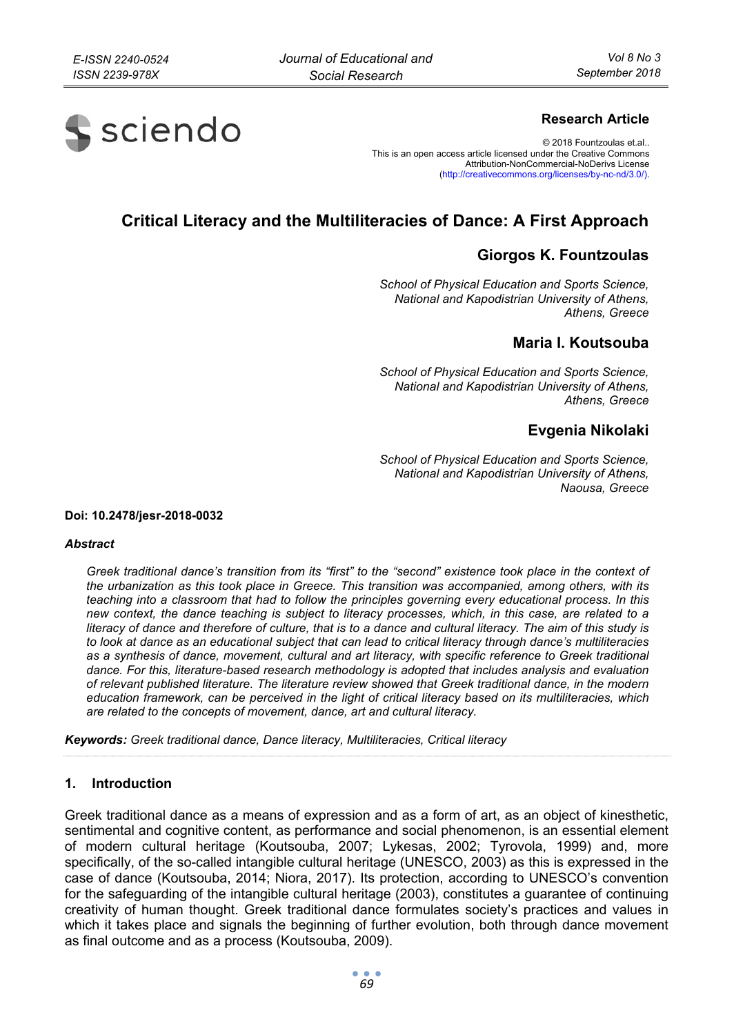**Research Article**

© 2018 Fountzoulas et.al..
This is an open access article licensed under the Creative Commons Attribution-NonCommercial-NoDerivs License (http://creativecommons.org/licenses/by-nc-nd/3.0/).

# Critical Literacy and the Multiliteracies of Dance: A First Approach

## Giorgos K. Fountzoulas

*School of Physical Education and Sports Science, National and Kapodistrian University of Athens, Athens, Greece*

## Maria I. Koutsouba

*School of Physical Education and Sports Science, National and Kapodistrian University of Athens, Athens, Greece*

## Evgenia Nikolaki

*School of Physical Education and Sports Science, National and Kapodistrian University of Athens, Naousa, Greece*

**Doi: 10.2478/jesr-2018-0032**

***Abstract***

*Greek traditional dance's transition from its "first" to the "second" existence took place in the context of the urbanization as this took place in Greece. This transition was accompanied, among others, with its teaching into a classroom that had to follow the principles governing every educational process. In this new context, the dance teaching is subject to literacy processes, which, in this case, are related to a literacy of dance and therefore of culture, that is to a dance and cultural literacy. The aim of this study is to look at dance as an educational subject that can lead to critical literacy through dance's multiliteracies as a synthesis of dance, movement, cultural and art literacy, with specific reference to Greek traditional dance. For this, literature-based research methodology is adopted that includes analysis and evaluation of relevant published literature. The literature review showed that Greek traditional dance, in the modern education framework, can be perceived in the light of critical literacy based on its multiliteracies, which are related to the concepts of movement, dance, art and cultural literacy.*

***Keywords:*** *Greek traditional dance, Dance literacy, Multiliteracies, Critical literacy*

## 1. Introduction

Greek traditional dance as a means of expression and as a form of art, as an object of kinesthetic, sentimental and cognitive content, as performance and social phenomenon, is an essential element of modern cultural heritage (Koutsouba, 2007; Lykesas, 2002; Tyrovola, 1999) and, more specifically, of the so-called intangible cultural heritage (UNESCO, 2003) as this is expressed in the case of dance (Koutsouba, 2014; Niora, 2017). Its protection, according to UNESCO's convention for the safeguarding of the intangible cultural heritage (2003), constitutes a guarantee of continuing creativity of human thought. Greek traditional dance formulates society's practices and values in which it takes place and signals the beginning of further evolution, both through dance movement as final outcome and as a process (Koutsouba, 2009).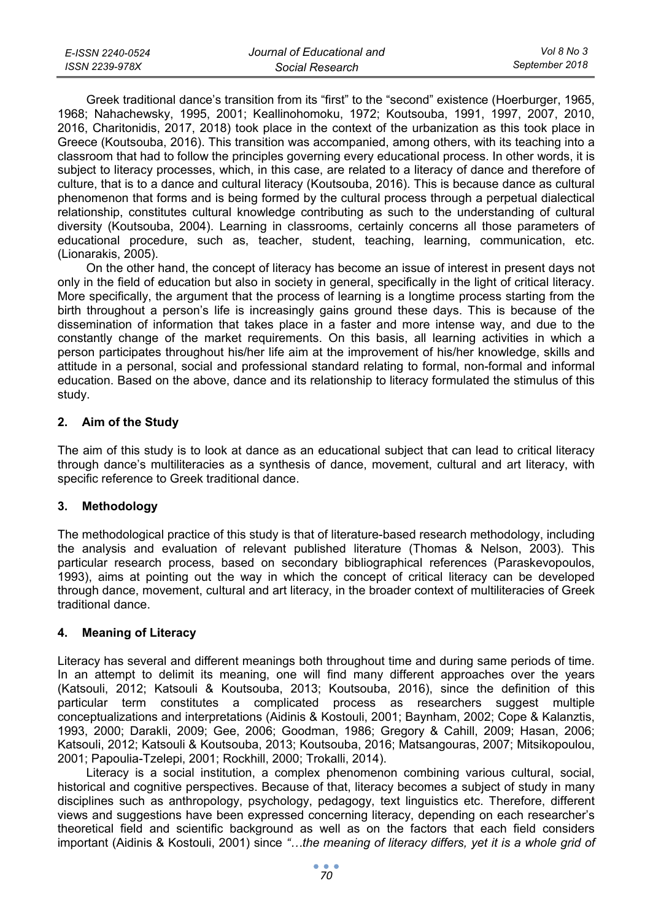Greek traditional dance's transition from its "first" to the "second" existence (Hoerburger, 1965, 1968; Nahachewsky, 1995, 2001; Keallinohomoku, 1972; Koutsouba, 1991, 1997, 2007, 2010, 2016, Charitonidis, 2017, 2018) took place in the context of the urbanization as this took place in Greece (Koutsouba, 2016). This transition was accompanied, among others, with its teaching into a classroom that had to follow the principles governing every educational process. In other words, it is subject to literacy processes, which, in this case, are related to a literacy of dance and therefore of culture, that is to a dance and cultural literacy (Koutsouba, 2016). This is because dance as cultural phenomenon that forms and is being formed by the cultural process through a perpetual dialectical relationship, constitutes cultural knowledge contributing as such to the understanding of cultural diversity (Koutsouba, 2004). Learning in classrooms, certainly concerns all those parameters of educational procedure, such as, teacher, student, teaching, learning, communication, etc. (Lionarakis, 2005).

On the other hand, the concept of literacy has become an issue of interest in present days not only in the field of education but also in society in general, specifically in the light of critical literacy. More specifically, the argument that the process of learning is a longtime process starting from the birth throughout a person's life is increasingly gains ground these days. This is because of the dissemination of information that takes place in a faster and more intense way, and due to the constantly change of the market requirements. On this basis, all learning activities in which a person participates throughout his/her life aim at the improvement of his/her knowledge, skills and attitude in a personal, social and professional standard relating to formal, non-formal and informal education. Based on the above, dance and its relationship to literacy formulated the stimulus of this study.

## 2. Aim of the Study

The aim of this study is to look at dance as an educational subject that can lead to critical literacy through dance's multiliteracies as a synthesis of dance, movement, cultural and art literacy, with specific reference to Greek traditional dance.

## 3. Methodology

The methodological practice of this study is that of literature-based research methodology, including the analysis and evaluation of relevant published literature (Thomas & Nelson, 2003). This particular research process, based on secondary bibliographical references (Paraskevopoulos, 1993), aims at pointing out the way in which the concept of critical literacy can be developed through dance, movement, cultural and art literacy, in the broader context of multiliteracies of Greek traditional dance.

## 4. Meaning of Literacy

Literacy has several and different meanings both throughout time and during same periods of time. In an attempt to delimit its meaning, one will find many different approaches over the years (Katsouli, 2012; Katsouli & Koutsouba, 2013; Koutsouba, 2016), since the definition of this particular term constitutes a complicated process as researchers suggest multiple conceptualizations and interpretations (Aidinis & Kostouli, 2001; Baynham, 2002; Cope & Kalanztis, 1993, 2000; Darakli, 2009; Gee, 2006; Goodman, 1986; Gregory & Cahill, 2009; Hasan, 2006; Katsouli, 2012; Katsouli & Koutsouba, 2013; Koutsouba, 2016; Matsangouras, 2007; Mitsikopoulou, 2001; Papoulia-Tzelepi, 2001; Rockhill, 2000; Trokalli, 2014).

Literacy is a social institution, a complex phenomenon combining various cultural, social, historical and cognitive perspectives. Because of that, literacy becomes a subject of study in many disciplines such as anthropology, psychology, pedagogy, text linguistics etc. Therefore, different views and suggestions have been expressed concerning literacy, depending on each researcher's theoretical field and scientific background as well as on the factors that each field considers important (Aidinis & Kostouli, 2001) since *"…the meaning of literacy differs, yet it is a whole grid of*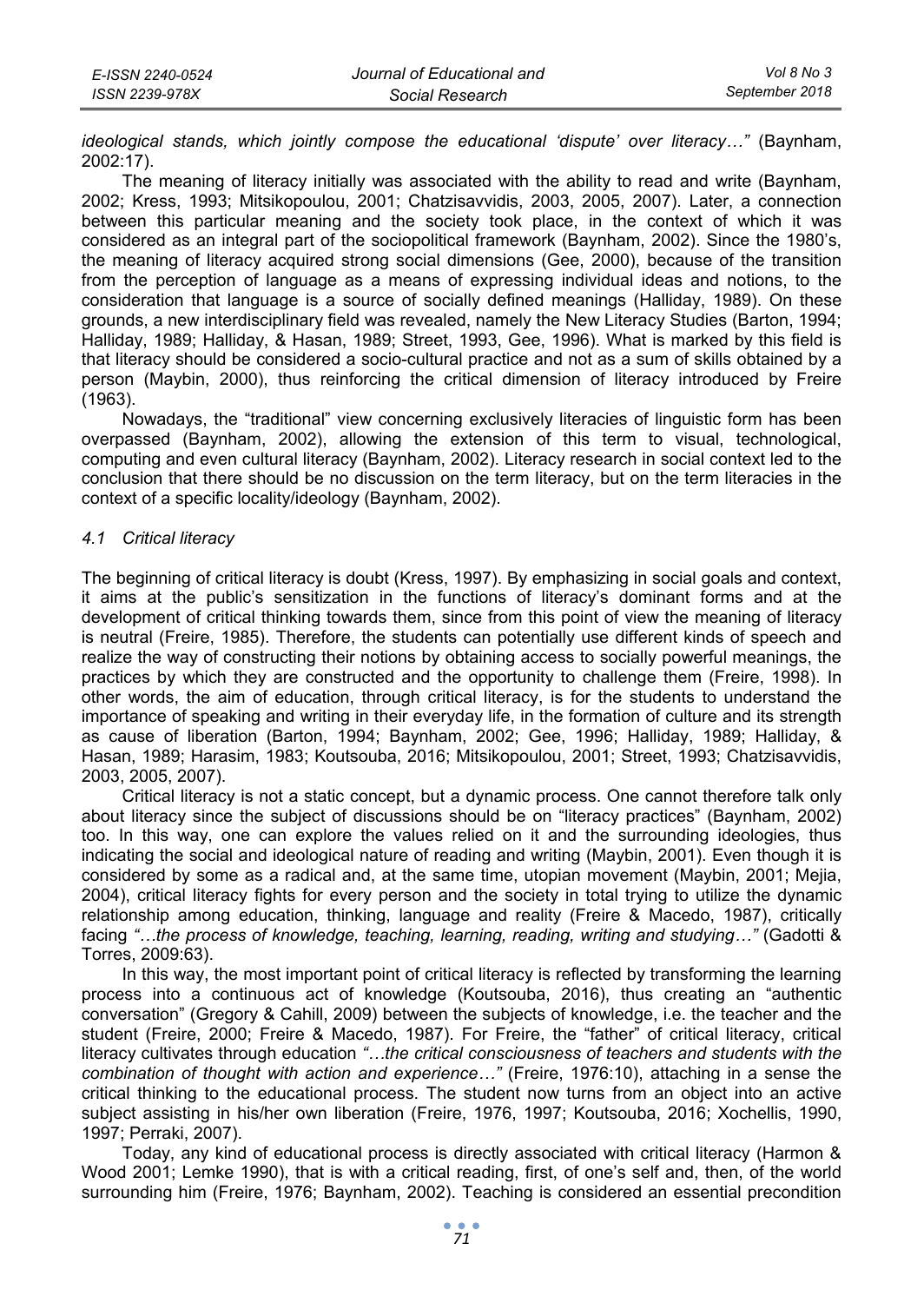*ideological stands, which jointly compose the educational 'dispute' over literacy…"* (Baynham, 2002:17).

The meaning of literacy initially was associated with the ability to read and write (Baynham, 2002; Kress, 1993; Mitsikopoulou, 2001; Chatzisavvidis, 2003, 2005, 2007). Later, a connection between this particular meaning and the society took place, in the context of which it was considered as an integral part of the sociopolitical framework (Baynham, 2002). Since the 1980's, the meaning of literacy acquired strong social dimensions (Gee, 2000), because of the transition from the perception of language as a means of expressing individual ideas and notions, to the consideration that language is a source of socially defined meanings (Halliday, 1989). On these grounds, a new interdisciplinary field was revealed, namely the New Literacy Studies (Barton, 1994; Halliday, 1989; Halliday, & Hasan, 1989; Street, 1993, Gee, 1996). What is marked by this field is that literacy should be considered a socio-cultural practice and not as a sum of skills obtained by a person (Maybin, 2000), thus reinforcing the critical dimension of literacy introduced by Freire (1963).

Nowadays, the "traditional" view concerning exclusively literacies of linguistic form has been overpassed (Baynham, 2002), allowing the extension of this term to visual, technological, computing and even cultural literacy (Baynham, 2002). Literacy research in social context led to the conclusion that there should be no discussion on the term literacy, but on the term literacies in the context of a specific locality/ideology (Baynham, 2002).

### *4.1 Critical literacy*

The beginning of critical literacy is doubt (Kress, 1997). By emphasizing in social goals and context, it aims at the public's sensitization in the functions of literacy's dominant forms and at the development of critical thinking towards them, since from this point of view the meaning of literacy is neutral (Freire, 1985). Therefore, the students can potentially use different kinds of speech and realize the way of constructing their notions by obtaining access to socially powerful meanings, the practices by which they are constructed and the opportunity to challenge them (Freire, 1998). In other words, the aim of education, through critical literacy, is for the students to understand the importance of speaking and writing in their everyday life, in the formation of culture and its strength as cause of liberation (Barton, 1994; Baynham, 2002; Gee, 1996; Halliday, 1989; Halliday, & Hasan, 1989; Harasim, 1983; Koutsouba, 2016; Mitsikopoulou, 2001; Street, 1993; Chatzisavvidis, 2003, 2005, 2007).

Critical literacy is not a static concept, but a dynamic process. One cannot therefore talk only about literacy since the subject of discussions should be on "literacy practices" (Baynham, 2002) too. In this way, one can explore the values relied on it and the surrounding ideologies, thus indicating the social and ideological nature of reading and writing (Maybin, 2001). Even though it is considered by some as a radical and, at the same time, utopian movement (Maybin, 2001; Mejia, 2004), critical literacy fights for every person and the society in total trying to utilize the dynamic relationship among education, thinking, language and reality (Freire & Macedo, 1987), critically facing *"…the process of knowledge, teaching, learning, reading, writing and studying…"* (Gadotti & Torres, 2009:63).

In this way, the most important point of critical literacy is reflected by transforming the learning process into a continuous act of knowledge (Koutsouba, 2016), thus creating an "authentic conversation" (Gregory & Cahill, 2009) between the subjects of knowledge, i.e. the teacher and the student (Freire, 2000; Freire & Macedo, 1987). For Freire, the "father" of critical literacy, critical literacy cultivates through education *"…the critical consciousness of teachers and students with the combination of thought with action and experience…"* (Freire, 1976:10), attaching in a sense the critical thinking to the educational process. The student now turns from an object into an active subject assisting in his/her own liberation (Freire, 1976, 1997; Koutsouba, 2016; Xochellis, 1990, 1997; Perraki, 2007).

Today, any kind of educational process is directly associated with critical literacy (Harmon & Wood 2001; Lemke 1990), that is with a critical reading, first, of one's self and, then, of the world surrounding him (Freire, 1976; Baynham, 2002). Teaching is considered an essential precondition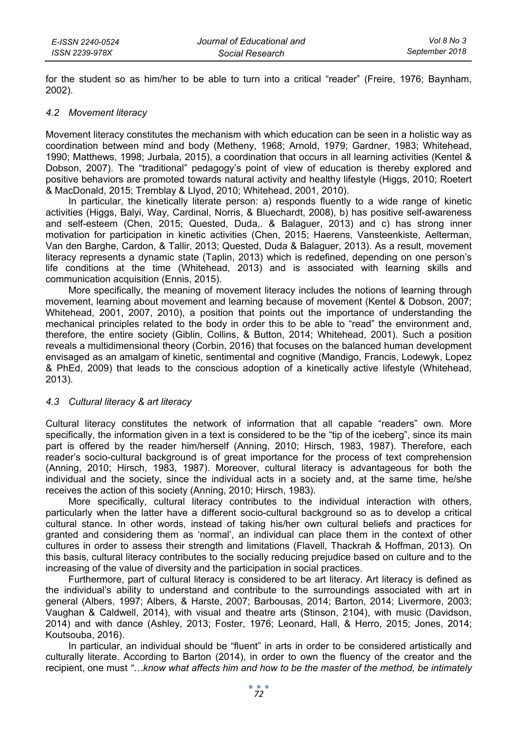for the student so as him/her to be able to turn into a critical "reader" (Freire, 1976; Baynham, 2002).

### *4.2 Movement literacy*

Movement literacy constitutes the mechanism with which education can be seen in a holistic way as coordination between mind and body (Metheny, 1968; Arnold, 1979; Gardner, 1983; Whitehead, 1990; Matthews, 1998; Jurbala, 2015), a coordination that occurs in all learning activities (Kentel & Dobson, 2007). The "traditional" pedagogy's point of view of education is thereby explored and positive behaviors are promoted towards natural activity and healthy lifestyle (Higgs, 2010; Roetert & MacDonald, 2015; Tremblay & Llyod, 2010; Whitehead, 2001, 2010).

In particular, the kinetically literate person: a) responds fluently to a wide range of kinetic activities (Higgs, Balyi, Way, Cardinal, Norris, & Bluechardt, 2008), b) has positive self-awareness and self-esteem (Chen, 2015; Quested, Duda,. & Balaguer, 2013) and c) has strong inner motivation for participation in kinetic activities (Chen, 2015; Haerens, Vansteenkiste, Aelterman, Van den Barghe, Cardon, & Tallir, 2013; Quested, Duda & Balaguer, 2013). As a result, movement literacy represents a dynamic state (Taplin, 2013) which is redefined, depending on one person's life conditions at the time (Whitehead, 2013) and is associated with learning skills and communication acquisition (Ennis, 2015).

More specifically, the meaning of movement literacy includes the notions of learning through movement, learning about movement and learning because of movement (Kentel & Dobson, 2007; Whitehead, 2001, 2007, 2010), a position that points out the importance of understanding the mechanical principles related to the body in order this to be able to "read" the environment and, therefore, the entire society (Giblin, Collins, & Button, 2014; Whitehead, 2001). Such a position reveals a multidimensional theory (Corbin, 2016) that focuses on the balanced human development envisaged as an amalgam of kinetic, sentimental and cognitive (Mandigo, Francis, Lodewyk, Lopez & PhEd, 2009) that leads to the conscious adoption of a kinetically active lifestyle (Whitehead, 2013).

### *4.3 Cultural literacy & art literacy*

Cultural literacy constitutes the network of information that all capable "readers" own. More specifically, the information given in a text is considered to be the "tip of the iceberg", since its main part is offered by the reader him/herself (Anning, 2010; Hirsch, 1983, 1987). Therefore, each reader's socio-cultural background is of great importance for the process of text comprehension (Anning, 2010; Hirsch, 1983, 1987). Moreover, cultural literacy is advantageous for both the individual and the society, since the individual acts in a society and, at the same time, he/she receives the action of this society (Anning, 2010; Hirsch, 1983).

More specifically, cultural literacy contributes to the individual interaction with others, particularly when the latter have a different socio-cultural background so as to develop a critical cultural stance. In other words, instead of taking his/her own cultural beliefs and practices for granted and considering them as 'normal', an individual can place them in the context of other cultures in order to assess their strength and limitations (Flavell, Thackrah & Hoffman, 2013). On this basis, cultural literacy contributes to the socially reducing prejudice based on culture and to the increasing of the value of diversity and the participation in social practices.

Furthermore, part of cultural literacy is considered to be art literacy. Art literacy is defined as the individual's ability to understand and contribute to the surroundings associated with art in general (Albers, 1997; Albers, & Harste, 2007; Barbousas, 2014; Barton, 2014; Livermore, 2003; Vaughan & Caldwell, 2014), with visual and theatre arts (Stinson, 2104), with music (Davidson, 2014) and with dance (Ashley, 2013; Foster, 1976; Leonard, Hall, & Herro, 2015; Jones, 2014; Koutsouba, 2016).

In particular, an individual should be "fluent" in arts in order to be considered artistically and culturally literate. According to Barton (2014), in order to own the fluency of the creator and the recipient, one must *"…know what affects him and how to be the master of the method, be intimately*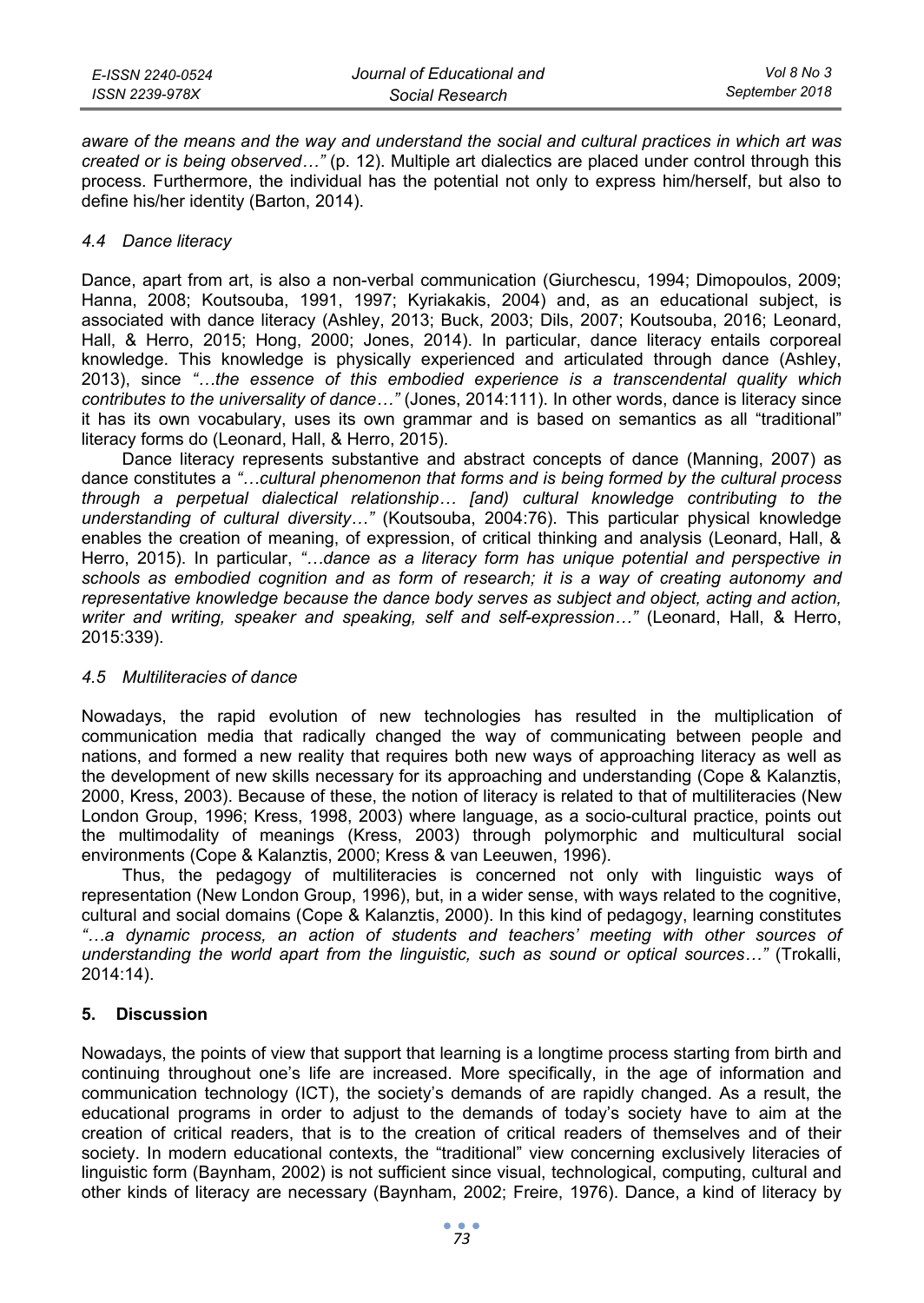*aware of the means and the way and understand the social and cultural practices in which art was created or is being observed…"* (p. 12). Multiple art dialectics are placed under control through this process. Furthermore, the individual has the potential not only to express him/herself, but also to define his/her identity (Barton, 2014).

### *4.4 Dance literacy*

Dance, apart from art, is also a non-verbal communication (Giurchescu, 1994; Dimopoulos, 2009; Hanna, 2008; Koutsouba, 1991, 1997; Kyriakakis, 2004) and, as an educational subject, is associated with dance literacy (Ashley, 2013; Buck, 2003; Dils, 2007; Koutsouba, 2016; Leonard, Hall, & Herro, 2015; Hong, 2000; Jones, 2014). In particular, dance literacy entails corporeal knowledge. This knowledge is physically experienced and articulated through dance (Ashley, 2013), since *"…the essence of this embodied experience is a transcendental quality which contributes to the universality of dance…"* (Jones, 2014:111). In other words, dance is literacy since it has its own vocabulary, uses its own grammar and is based on semantics as all "traditional" literacy forms do (Leonard, Hall, & Herro, 2015).

Dance literacy represents substantive and abstract concepts of dance (Manning, 2007) as dance constitutes a *"…cultural phenomenon that forms and is being formed by the cultural process through a perpetual dialectical relationship… [and) cultural knowledge contributing to the understanding of cultural diversity…"* (Koutsouba, 2004:76). This particular physical knowledge enables the creation of meaning, of expression, of critical thinking and analysis (Leonard, Hall, & Herro, 2015). In particular, *"…dance as a literacy form has unique potential and perspective in schools as embodied cognition and as form of research; it is a way of creating autonomy and representative knowledge because the dance body serves as subject and object, acting and action, writer and writing, speaker and speaking, self and self-expression…"* (Leonard, Hall, & Herro, 2015:339).

### *4.5 Multiliteracies of dance*

Nowadays, the rapid evolution of new technologies has resulted in the multiplication of communication media that radically changed the way of communicating between people and nations, and formed a new reality that requires both new ways of approaching literacy as well as the development of new skills necessary for its approaching and understanding (Cope & Kalanztis, 2000, Kress, 2003). Because of these, the notion of literacy is related to that of multiliteracies (New London Group, 1996; Kress, 1998, 2003) where language, as a socio-cultural practice, points out the multimodality of meanings (Kress, 2003) through polymorphic and multicultural social environments (Cope & Kalanztis, 2000; Kress & van Leeuwen, 1996).

Thus, the pedagogy of multiliteracies is concerned not only with linguistic ways of representation (New London Group, 1996), but, in a wider sense, with ways related to the cognitive, cultural and social domains (Cope & Kalanztis, 2000). In this kind of pedagogy, learning constitutes *"…a dynamic process, an action of students and teachers' meeting with other sources of understanding the world apart from the linguistic, such as sound or optical sources…"* (Trokalli, 2014:14).

## 5. Discussion

Nowadays, the points of view that support that learning is a longtime process starting from birth and continuing throughout one's life are increased. More specifically, in the age of information and communication technology (ICT), the society's demands of are rapidly changed. As a result, the educational programs in order to adjust to the demands of today's society have to aim at the creation of critical readers, that is to the creation of critical readers of themselves and of their society. In modern educational contexts, the "traditional" view concerning exclusively literacies of linguistic form (Baynham, 2002) is not sufficient since visual, technological, computing, cultural and other kinds of literacy are necessary (Baynham, 2002; Freire, 1976). Dance, a kind of literacy by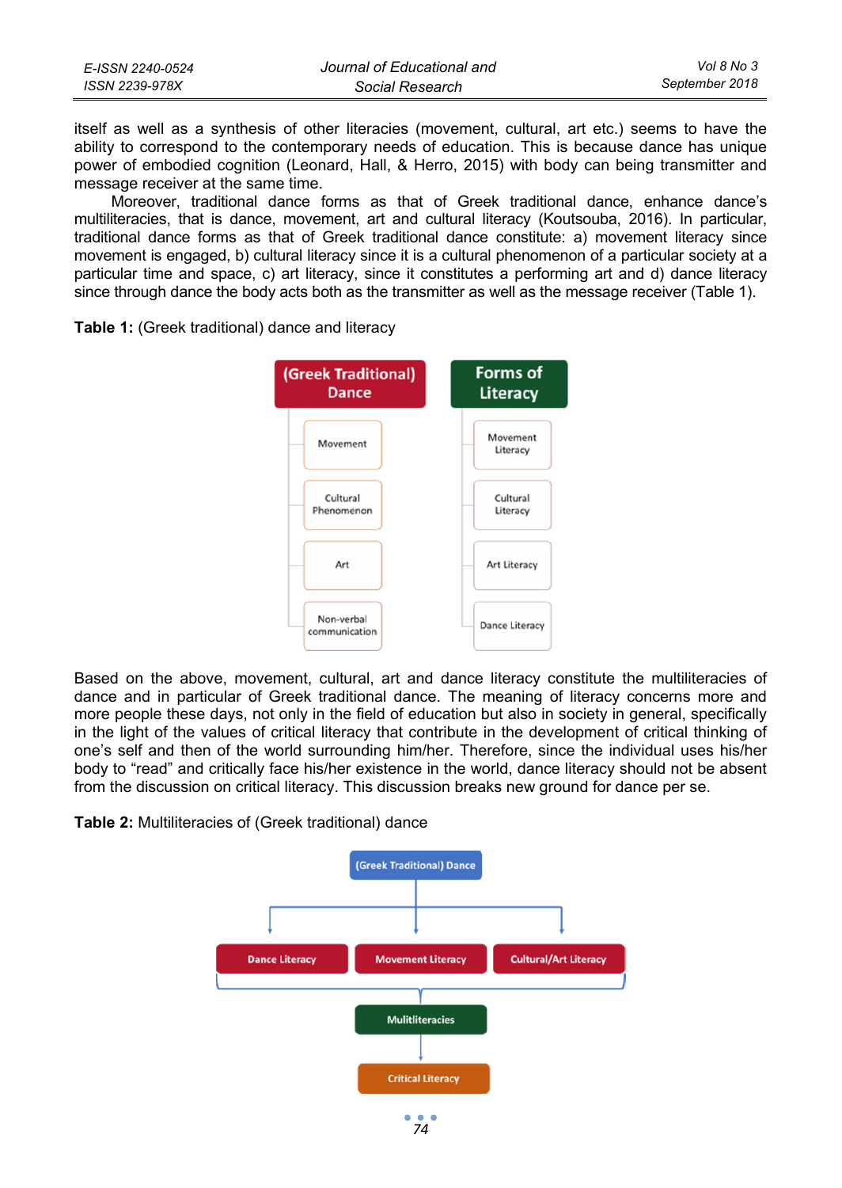itself as well as a synthesis of other literacies (movement, cultural, art etc.) seems to have the ability to correspond to the contemporary needs of education. This is because dance has unique power of embodied cognition (Leonard, Hall, & Herro, 2015) with body can being transmitter and message receiver at the same time.

Moreover, traditional dance forms as that of Greek traditional dance, enhance dance's multiliteracies, that is dance, movement, art and cultural literacy (Koutsouba, 2016). In particular, traditional dance forms as that of Greek traditional dance constitute: a) movement literacy since movement is engaged, b) cultural literacy since it is a cultural phenomenon of a particular society at a particular time and space, c) art literacy, since it constitutes a performing art and d) dance literacy since through dance the body acts both as the transmitter as well as the message receiver (Table 1).

**Table 1:** (Greek traditional) dance and literacy

| (Greek Traditional) Dance | Forms of Literacy |
|---|---|
| Movement | Movement Literacy |
| Cultural Phenomenon | Cultural Literacy |
| Art | Art Literacy |
| Non-verbal communication | Dance Literacy |

Based on the above, movement, cultural, art and dance literacy constitute the multiliteracies of dance and in particular of Greek traditional dance. The meaning of literacy concerns more and more people these days, not only in the field of education but also in society in general, specifically in the light of the values of critical literacy that contribute in the development of critical thinking of one's self and then of the world surrounding him/her. Therefore, since the individual uses his/her body to "read" and critically face his/her existence in the world, dance literacy should not be absent from the discussion on critical literacy. This discussion breaks new ground for dance per se.

**Table 2:** Multiliteracies of (Greek traditional) dance

(Greek Traditional) Dance → Dance Literacy | Movement Literacy | Cultural/Art Literacy → Mulitliteracies → Critical Literacy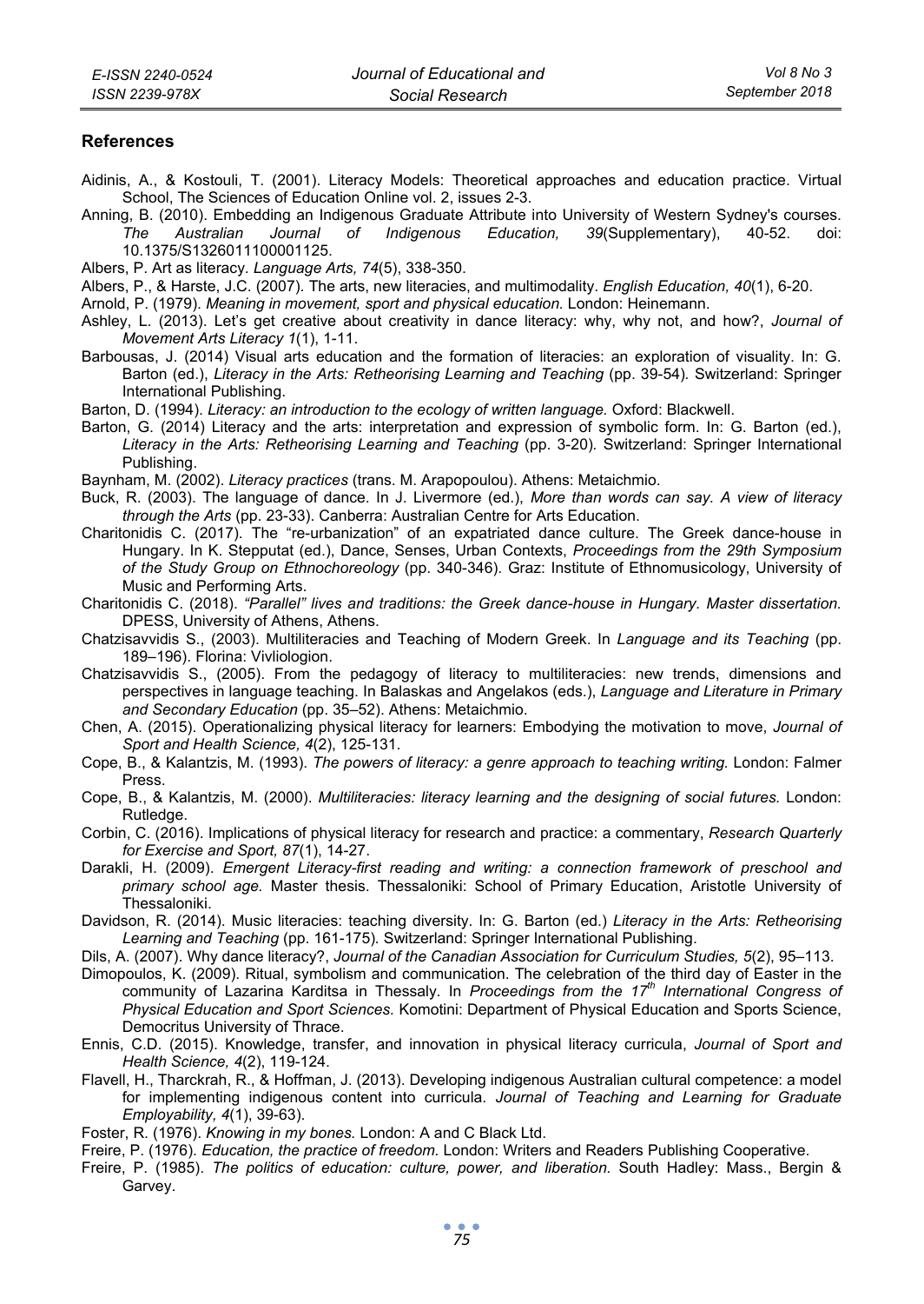## References

Aidinis, A., & Kostouli, T. (2001). Literacy Models: Theoretical approaches and education practice. Virtual School, The Sciences of Education Online vol. 2, issues 2-3.

Anning, B. (2010). Embedding an Indigenous Graduate Attribute into University of Western Sydney's courses. *The Australian Journal of Indigenous Education, 39*(Supplementary), 40-52. doi: 10.1375/S1326011100001125.

Albers, P. Art as literacy. *Language Arts, 74*(5), 338-350.

Albers, P., & Harste, J.C. (2007). The arts, new literacies, and multimodality. *English Education, 40*(1), 6-20.

Arnold, P. (1979). *Meaning in movement, sport and physical education.* London: Heinemann.

Ashley, L. (2013). Let's get creative about creativity in dance literacy: why, why not, and how?, *Journal of Movement Arts Literacy 1*(1), 1-11.

Barbousas, J. (2014) Visual arts education and the formation of literacies: an exploration of visuality. In: G. Barton (ed.), *Literacy in the Arts: Retheorising Learning and Teaching* (pp. 39-54)*.* Switzerland: Springer International Publishing.

Barton, D. (1994). *Literacy: an introduction to the ecology of written language.* Oxford: Blackwell.

Barton, G. (2014) Literacy and the arts: interpretation and expression of symbolic form. In: G. Barton (ed.), *Literacy in the Arts: Retheorising Learning and Teaching* (pp. 3-20)*.* Switzerland: Springer International Publishing.

Baynham, M. (2002). *Literacy practices* (trans. M. Arapopoulou). Athens: Metaichmio.

Buck, R. (2003). The language of dance. In J. Livermore (ed.), *More than words can say. A view of literacy through the Arts* (pp. 23-33). Canberra: Australian Centre for Arts Education.

Charitonidis C. (2017). The "re-urbanization" of an expatriated dance culture. The Greek dance-house in Hungary. In K. Stepputat (ed.), Dance, Senses, Urban Contexts, *Proceedings from the 29th Symposium of the Study Group on Ethnochoreology* (pp. 340-346). Graz: Institute of Ethnomusicology, University of Music and Performing Arts.

Charitonidis C. (2018). *"Parallel" lives and traditions: the Greek dance-house in Hungary. Master dissertation.* DPESS, University of Athens, Athens.

Chatzisavvidis S., (2003). Multiliteracies and Teaching of Modern Greek. In *Language and its Teaching* (pp. 189–196). Florina: Vivliologion.

Chatzisavvidis S., (2005). From the pedagogy of literacy to multiliteracies: new trends, dimensions and perspectives in language teaching. In Balaskas and Angelakos (eds.), *Language and Literature in Primary and Secondary Education* (pp. 35–52). Athens: Metaichmio.

Chen, A. (2015). Operationalizing physical literacy for learners: Embodying the motivation to move, *Journal of Sport and Health Science, 4*(2), 125-131.

Cope, B., & Kalantzis, M. (1993). *The powers of literacy: a genre approach to teaching writing.* London: Falmer Press.

Cope, B., & Kalantzis, M. (2000). *Multiliteracies: literacy learning and the designing of social futures.* London: Rutledge.

Corbin, C. (2016). Implications of physical literacy for research and practice: a commentary, *Research Quarterly for Exercise and Sport, 87*(1), 14-27.

Darakli, H. (2009). *Emergent Literacy-first reading and writing: a connection framework of preschool and primary school age.* Master thesis. Thessaloniki: School of Primary Education, Aristotle University of Thessaloniki.

Davidson, R. (2014). Music literacies: teaching diversity. In: G. Barton (ed.) *Literacy in the Arts: Retheorising Learning and Teaching* (pp. 161-175)*.* Switzerland: Springer International Publishing.

Dils, A. (2007). Why dance literacy?, *Journal of the Canadian Association for Curriculum Studies, 5*(2), 95–113.

Dimopoulos, K. (2009). Ritual, symbolism and communication. The celebration of the third day of Easter in the community of Lazarina Karditsa in Thessaly. In *Proceedings from the 17th International Congress of Physical Education and Sport Sciences.* Komotini: Department of Physical Education and Sports Science, Democritus University of Thrace.

Ennis, C.D. (2015). Knowledge, transfer, and innovation in physical literacy curricula, *Journal of Sport and Health Science, 4*(2), 119-124.

Flavell, H., Tharckrah, R., & Hoffman, J. (2013). Developing indigenous Australian cultural competence: a model for implementing indigenous content into curricula. *Journal of Teaching and Learning for Graduate Employability, 4*(1), 39-63).

Foster, R. (1976). *Knowing in my bones.* London: A and C Black Ltd.

Freire, P. (1976). *Education, the practice of freedom.* London: Writers and Readers Publishing Cooperative.

Freire, P. (1985). *The politics of education: culture, power, and liberation.* South Hadley: Mass., Bergin & Garvey.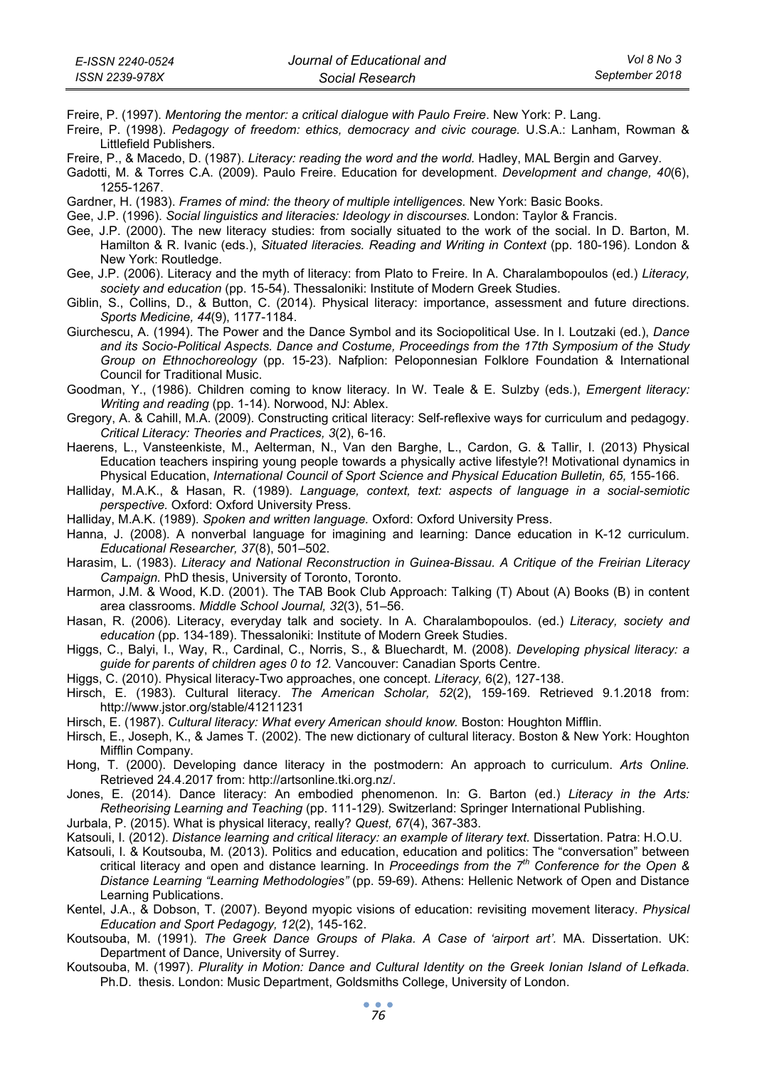Freire, P. (1997). *Mentoring the mentor: a critical dialogue with Paulo Freire*. New York: P. Lang.

Freire, P. (1998). *Pedagogy of freedom: ethics, democracy and civic courage.* U.S.A.: Lanham, Rowman & Littlefield Publishers.

Freire, P., & Macedo, D. (1987). *Literacy: reading the word and the world.* Hadley, MAL Bergin and Garvey.

Gadotti, M. & Torres C.A. (2009). Paulo Freire. Education for development. *Development and change, 40*(6), 1255-1267.

Gardner, H. (1983). *Frames of mind: the theory of multiple intelligences.* New York: Basic Books.

Gee, J.P. (1996). *Social linguistics and literacies: Ideology in discourses.* London: Taylor & Francis.

Gee, J.P. (2000). The new literacy studies: from socially situated to the work of the social. In D. Barton, M. Hamilton & R. Ivanic (eds.), *Situated literacies. Reading and Writing in Context* (pp. 180-196). London & New York: Routledge.

Gee, J.P. (2006). Literacy and the myth of literacy: from Plato to Freire. In A. Charalambopoulos (ed.) *Literacy, society and education* (pp. 15-54). Thessaloniki: Institute of Modern Greek Studies.

Giblin, S., Collins, D., & Button, C. (2014). Physical literacy: importance, assessment and future directions. *Sports Medicine, 44*(9), 1177-1184.

Giurchescu, A. (1994). The Power and the Dance Symbol and its Sociopolitical Use. In I. Loutzaki (ed.), *Dance and its Socio-Political Aspects. Dance and Costume, Proceedings from the 17th Symposium of the Study Group on Ethnochoreology* (pp. 15-23). Nafplion: Peloponnesian Folklore Foundation & International Council for Traditional Music.

Goodman, Y., (1986). Children coming to know literacy. In W. Teale & E. Sulzby (eds.), *Emergent literacy: Writing and reading* (pp. 1-14). Norwood, NJ: Ablex.

Gregory, A. & Cahill, M.A. (2009). Constructing critical literacy: Self-reflexive ways for curriculum and pedagogy. *Critical Literacy: Theories and Practices, 3*(2), 6-16.

Haerens, L., Vansteenkiste, M., Aelterman, N., Van den Barghe, L., Cardon, G. & Tallir, I. (2013) Physical Education teachers inspiring young people towards a physically active lifestyle?! Motivational dynamics in Physical Education, *International Council of Sport Science and Physical Education Bulletin, 65,* 155-166.

Halliday, M.A.K., & Hasan, R. (1989). *Language, context, text: aspects of language in a social-semiotic perspective.* Oxford: Oxford University Press.

Halliday, M.A.K. (1989). *Spoken and written language.* Oxford: Oxford University Press.

Hanna, J. (2008). A nonverbal language for imagining and learning: Dance education in K-12 curriculum. *Educational Researcher, 37*(8), 501–502.

Harasim, L. (1983). *Literacy and National Reconstruction in Guinea-Bissau. A Critique of the Freirian Literacy Campaign.* PhD thesis, University of Toronto, Toronto.

Harmon, J.M. & Wood, K.D. (2001). The TAB Book Club Approach: Talking (T) About (A) Books (B) in content area classrooms. *Middle School Journal, 32*(3), 51–56.

Hasan, R. (2006). Literacy, everyday talk and society. In A. Charalambopoulos. (ed.) *Literacy, society and education* (pp. 134-189). Thessaloniki: Institute of Modern Greek Studies.

Higgs, C., Balyi, I., Way, R., Cardinal, C., Norris, S., & Bluechardt, M. (2008). *Developing physical literacy: a guide for parents of children ages 0 to 12.* Vancouver: Canadian Sports Centre.

Higgs, C. (2010). Physical literacy-Two approaches, one concept. *Literacy,* 6(2), 127-138.

Hirsch, E. (1983). Cultural literacy. *The American Scholar, 52*(2), 159-169. Retrieved 9.1.2018 from: http://www.jstor.org/stable/41211231

Hirsch, E. (1987). *Cultural literacy: What every American should know.* Boston: Houghton Mifflin.

Hirsch, E., Joseph, K., & James T. (2002). The new dictionary of cultural literacy. Boston & New York: Houghton Mifflin Company.

Hong, T. (2000). Developing dance literacy in the postmodern: An approach to curriculum. *Arts Online.* Retrieved 24.4.2017 from: http://artsonline.tki.org.nz/.

Jones, E. (2014). Dance literacy: An embodied phenomenon. In: G. Barton (ed.) *Literacy in the Arts: Retheorising Learning and Teaching* (pp. 111-129). Switzerland: Springer International Publishing.

Jurbala, P. (2015). What is physical literacy, really? *Quest, 67*(4), 367-383.

Katsouli, I. (2012). *Distance learning and critical literacy: an example of literary text.* Dissertation. Patra: H.O.U.

Katsouli, I. & Koutsouba, M. (2013). Politics and education, education and politics: The "conversation" between critical literacy and open and distance learning. In *Proceedings from the 7th Conference for the Open & Distance Learning "Learning Methodologies"* (pp. 59-69). Athens: Hellenic Network of Open and Distance Learning Publications.

Kentel, J.A., & Dobson, T. (2007). Beyond myopic visions of education: revisiting movement literacy. *Physical Education and Sport Pedagogy, 12*(2), 145-162.

Koutsouba, M. (1991). *The Greek Dance Groups of Plaka. A Case of 'airport art'.* MA. Dissertation. UK: Department of Dance, University of Surrey.

Koutsouba, M. (1997). *Plurality in Motion: Dance and Cultural Identity on the Greek Ionian Island of Lefkada*. Ph.D. thesis. London: Music Department, Goldsmiths College, University of London.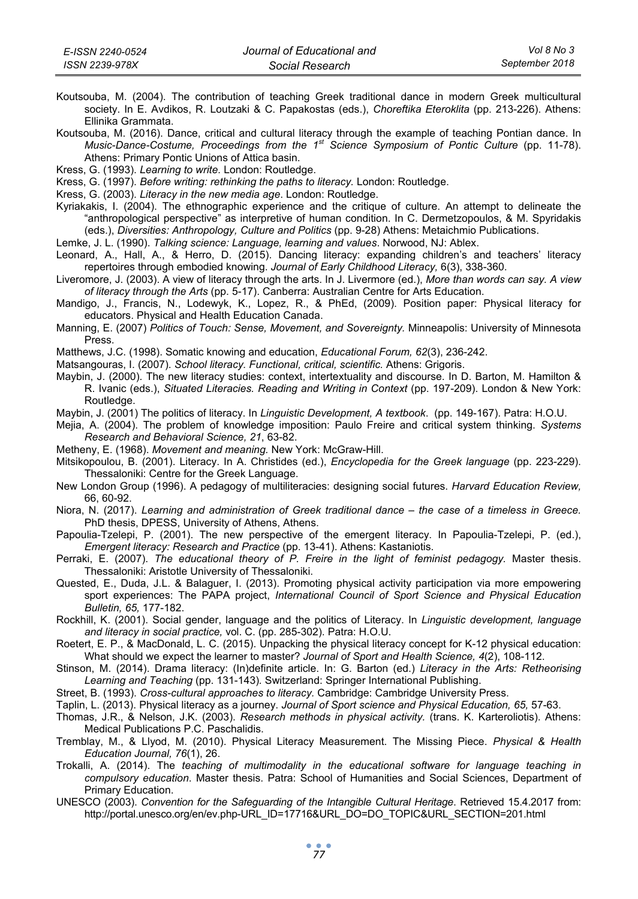Koutsouba, M. (2004). The contribution of teaching Greek traditional dance in modern Greek multicultural society. In E. Avdikos, R. Loutzaki & C. Papakostas (eds.), *Choreftika Eteroklita* (pp. 213-226). Athens: Ellinika Grammata.

Koutsouba, M. (2016). Dance, critical and cultural literacy through the example of teaching Pontian dance. In *Music-Dance-Costume, Proceedings from the 1st Science Symposium of Pontic Culture* (pp. 11-78). Athens: Primary Pontic Unions of Attica basin.

Kress, G. (1993). *Learning to write.* London: Routledge.

Kress, G. (1997). *Before writing: rethinking the paths to literacy.* London: Routledge.

Kress, G. (2003). *Literacy in the new media age*. London: Routledge.

Kyriakakis, I. (2004). The ethnographic experience and the critique of culture. An attempt to delineate the "anthropological perspective" as interpretive of human condition. In C. Dermetzopoulos, & M. Spyridakis (eds.), *Diversities: Anthropology, Culture and Politics* (pp. 9-28) Athens: Metaichmio Publications.

Lemke, J. L. (1990). *Talking science: Language, learning and values*. Norwood, NJ: Ablex.

Leonard, A., Hall, A., & Herro, D. (2015). Dancing literacy: expanding children's and teachers' literacy repertoires through embodied knowing. *Journal of Early Childhood Literacy,* 6(3), 338-360.

Liveromore, J. (2003). A view of literacy through the arts. In J. Livermore (ed.), *More than words can say. A view of literacy through the Arts* (pp. 5-17). Canberra: Australian Centre for Arts Education.

Mandigo, J., Francis, N., Lodewyk, K., Lopez, R., & PhEd, (2009). Position paper: Physical literacy for educators. Physical and Health Education Canada.

Manning, E. (2007) *Politics of Touch: Sense, Movement, and Sovereignty.* Minneapolis: University of Minnesota Press.

Matthews, J.C. (1998). Somatic knowing and education, *Educational Forum, 62*(3), 236-242.

Matsangouras, I. (2007). *School literacy. Functional, critical, scientific.* Athens: Grigoris.

Maybin, J. (2000). The new literacy studies: context, intertextuality and discourse. In D. Barton, M. Hamilton & R. Ivanic (eds.), *Situated Literacies. Reading and Writing in Context* (pp. 197-209). London & New York: Routledge.

Maybin, J. (2001) The politics of literacy. In *Linguistic Development, A textbook*. (pp. 149-167). Patra: H.O.U.

Mejia, A. (2004). The problem of knowledge imposition: Paulo Freire and critical system thinking. *Systems Research and Behavioral Science, 21*, 63-82.

Metheny, E. (1968). *Movement and meaning.* New York: McGraw-Hill.

Mitsikopoulou, B. (2001). Literacy. In A. Christides (ed.), *Encyclopedia for the Greek language* (pp. 223-229). Thessaloniki: Centre for the Greek Language.

New London Group (1996). A pedagogy of multiliteracies: designing social futures. *Harvard Education Review,* 66, 60-92.

Niora, N. (2017). *Learning and administration of Greek traditional dance – the case of a timeless in Greece.* PhD thesis, DPESS, University of Athens, Athens.

Papoulia-Tzelepi, P. (2001). The new perspective of the emergent literacy. In Papoulia-Tzelepi, P. (ed.), *Emergent literacy: Research and Practice* (pp. 13-41). Athens: Kastaniotis.

Perraki, E. (2007). *The educational theory of P. Freire in the light of feminist pedagogy.* Master thesis. Thessaloniki: Aristotle University of Thessaloniki.

Quested, E., Duda, J.L. & Balaguer, I. (2013). Promoting physical activity participation via more empowering sport experiences: The PAPA project, *International Council of Sport Science and Physical Education Bulletin, 65,* 177-182.

Rockhill, K. (2001). Social gender, language and the politics of Literacy. In *Linguistic development, language and literacy in social practice,* vol. C. (pp. 285-302). Patra: H.O.U.

Roetert, E. P., & MacDonald, L. C. (2015). Unpacking the physical literacy concept for K-12 physical education: What should we expect the learner to master? *Journal of Sport and Health Science, 4*(2), 108-112.

Stinson, M. (2014). Drama literacy: (In)definite article. In: G. Barton (ed.) *Literacy in the Arts: Retheorising Learning and Teaching* (pp. 131-143). Switzerland: Springer International Publishing.

Street, B. (1993). *Cross-cultural approaches to literacy.* Cambridge: Cambridge University Press.

Taplin, L. (2013). Physical literacy as a journey. *Journal of Sport science and Physical Education, 65,* 57-63.

Thomas, J.R., & Nelson, J.K. (2003). *Research methods in physical activity.* (trans. K. Karteroliotis). Athens: Medical Publications P.C. Paschalidis.

Tremblay, M., & Llyod, M. (2010). Physical Literacy Measurement. The Missing Piece. *Physical & Health Education Journal, 76*(1), 26.

Trokalli, A. (2014). The *teaching of multimodality in the educational software for language teaching in compulsory education*. Master thesis. Patra: School of Humanities and Social Sciences, Department of Primary Education.

UNESCO (2003). *Convention for the Safeguarding of the Intangible Cultural Heritage.* Retrieved 15.4.2017 from: http://portal.unesco.org/en/ev.php-URL_ID=17716&URL_DO=DO_TOPIC&URL_SECTION=201.html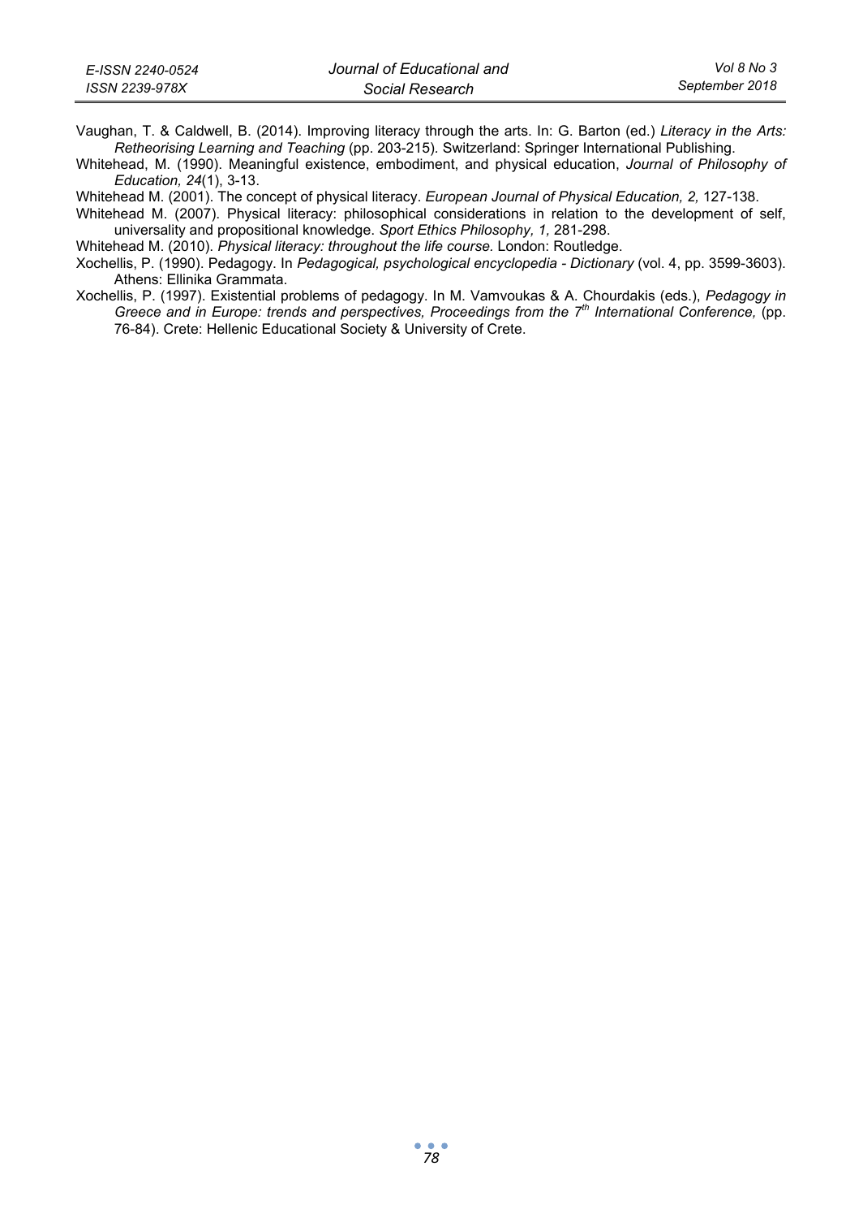Vaughan, T. & Caldwell, B. (2014). Improving literacy through the arts. In: G. Barton (ed.) *Literacy in the Arts: Retheorising Learning and Teaching* (pp. 203-215). Switzerland: Springer International Publishing.

Whitehead, M. (1990). Meaningful existence, embodiment, and physical education, *Journal of Philosophy of Education, 24*(1), 3-13.

Whitehead M. (2001). The concept of physical literacy. *European Journal of Physical Education, 2,* 127-138.

Whitehead M. (2007). Physical literacy: philosophical considerations in relation to the development of self, universality and propositional knowledge. *Sport Ethics Philosophy, 1,* 281-298.

Whitehead M. (2010). *Physical literacy: throughout the life course.* London: Routledge.

Xochellis, P. (1990). Pedagogy. In *Pedagogical, psychological encyclopedia - Dictionary* (vol. 4, pp. 3599-3603). Athens: Ellinika Grammata.

Xochellis, P. (1997). Existential problems of pedagogy. In M. Vamvoukas & A. Chourdakis (eds.), *Pedagogy in Greece and in Europe: trends and perspectives, Proceedings from the 7th International Conference,* (pp. 76-84). Crete: Hellenic Educational Society & University of Crete.